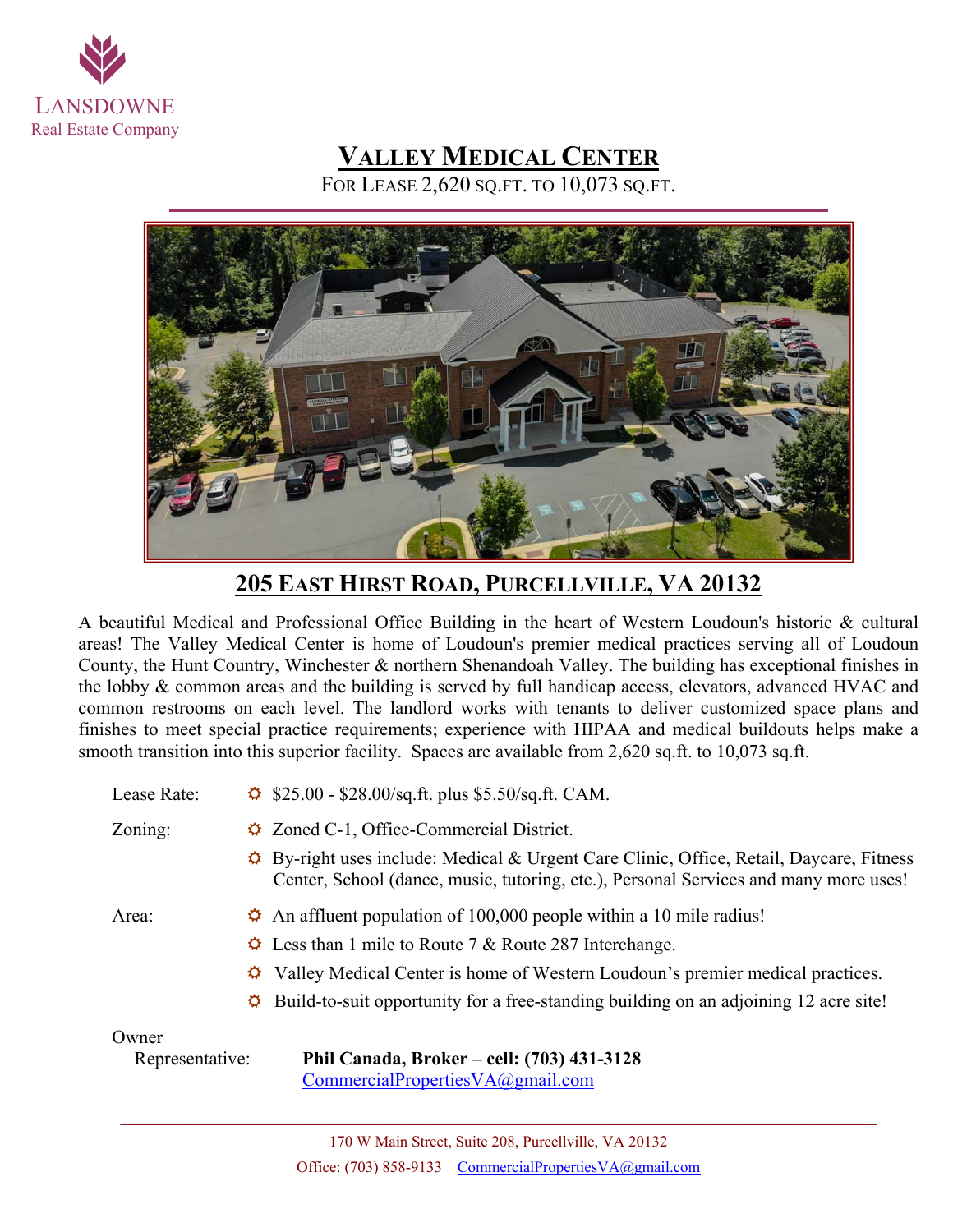LANSDOWNE
Real Estate Company

# VALLEY MEDICAL CENTER

FOR LEASE 2,620 SQ.FT. TO 10,073 SQ.FT.

## 205 EAST HIRST ROAD, PURCELLVILLE, VA 20132

A beautiful Medical and Professional Office Building in the heart of Western Loudoun's historic & cultural areas! The Valley Medical Center is home of Loudoun's premier medical practices serving all of Loudoun County, the Hunt Country, Winchester & northern Shenandoah Valley. The building has exceptional finishes in the lobby & common areas and the building is served by full handicap access, elevators, advanced HVAC and common restrooms on each level. The landlord works with tenants to deliver customized space plans and finishes to meet special practice requirements; experience with HIPAA and medical buildouts helps make a smooth transition into this superior facility. Spaces are available from 2,620 sq.ft. to 10,073 sq.ft.

**Lease Rate:**
- $25.00 - $28.00/sq.ft. plus $5.50/sq.ft. CAM.

**Zoning:**
- Zoned C-1, Office-Commercial District.
- By-right uses include: Medical & Urgent Care Clinic, Office, Retail, Daycare, Fitness Center, School (dance, music, tutoring, etc.), Personal Services and many more uses!

**Area:**
- An affluent population of 100,000 people within a 10 mile radius!
- Less than 1 mile to Route 7 & Route 287 Interchange.
- Valley Medical Center is home of Western Loudoun's premier medical practices.
- Build-to-suit opportunity for a free-standing building on an adjoining 12 acre site!

**Owner Representative:**
**Phil Canada, Broker – cell: (703) 431-3128**
CommercialPropertiesVA@gmail.com

170 W Main Street, Suite 208, Purcellville, VA 20132
Office: (703) 858-9133 CommercialPropertiesVA@gmail.com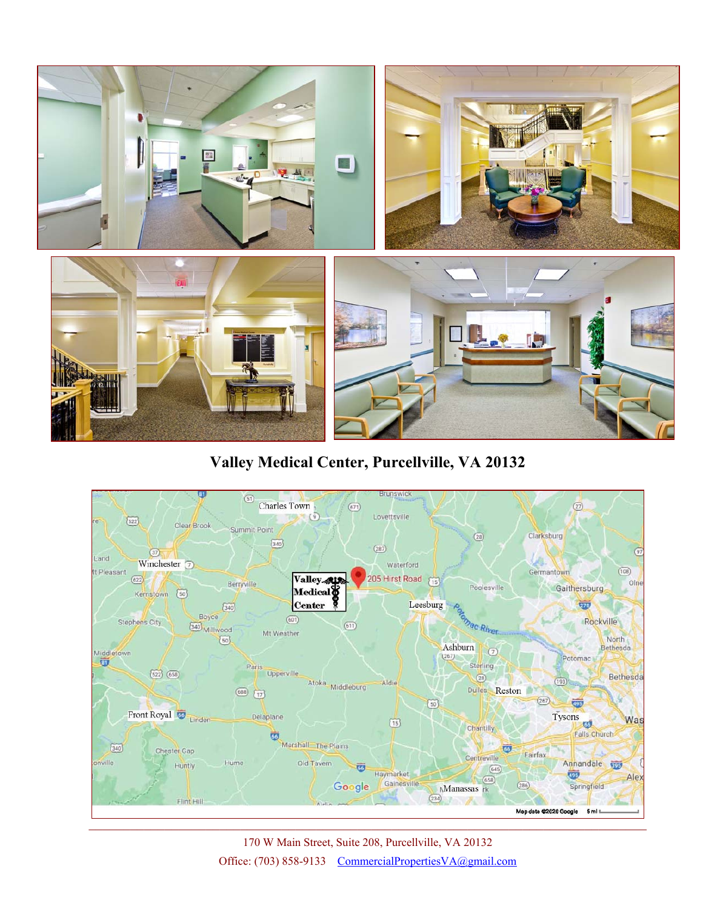## Valley Medical Center, Purcellville, VA 20132

170 W Main Street, Suite 208, Purcellville, VA 20132

Office: (703) 858-9133 CommercialPropertiesVA@gmail.com